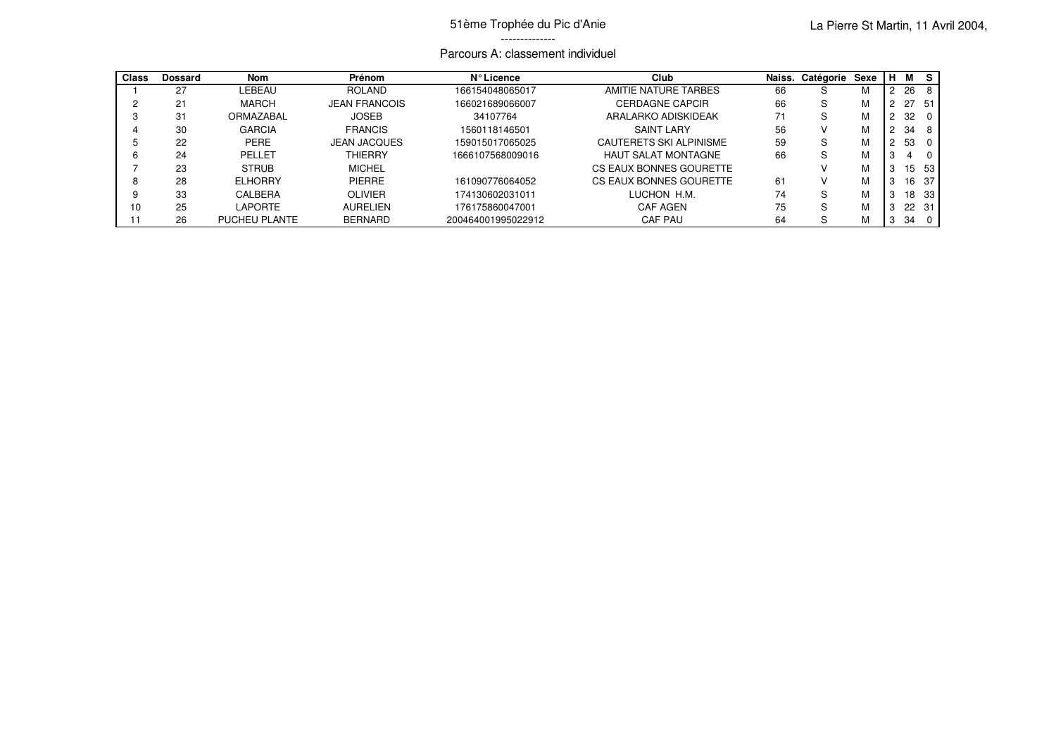51ème Trophée du Pic d'Anie

La Pierre St Martin, 11 Avril 2004,

--------------

Parcours A: classement individuel

| Class | Dossard | Nom | Prénom | N° Licence | Club | Naiss. | Catégorie | Sexe | H | M | S |
|---|---|---|---|---|---|---|---|---|---|---|---|
| 1 | 27 | LEBEAU | ROLAND | 166154048065017 | AMITIE NATURE TARBES | 66 | S | M | 2 | 26 | 8 |
| 2 | 21 | MARCH | JEAN FRANCOIS | 166021689066007 | CERDAGNE CAPCIR | 66 | S | M | 2 | 27 | 51 |
| 3 | 31 | ORMAZABAL | JOSEB | 34107764 | ARALARKO ADISKIDEAK | 71 | S | M | 2 | 32 | 0 |
| 4 | 30 | GARCIA | FRANCIS | 1560118146501 | SAINT LARY | 56 | V | M | 2 | 34 | 8 |
| 5 | 22 | PERE | JEAN JACQUES | 159015017065025 | CAUTERETS SKI ALPINISME | 59 | S | M | 2 | 53 | 0 |
| 6 | 24 | PELLET | THIERRY | 1666107568009016 | HAUT SALAT MONTAGNE | 66 | S | M | 3 | 4 | 0 |
| 7 | 23 | STRUB | MICHEL | | CS EAUX BONNES GOURETTE | | V | M | 3 | 15 | 53 |
| 8 | 28 | ELHORRY | PIERRE | 161090776064052 | CS EAUX BONNES GOURETTE | 61 | V | M | 3 | 16 | 37 |
| 9 | 33 | CALBERA | OLIVIER | 174130602031011 | LUCHON H.M. | 74 | S | M | 3 | 18 | 33 |
| 10 | 25 | LAPORTE | AURELIEN | 176175860047001 | CAF AGEN | 75 | S | M | 3 | 22 | 31 |
| 11 | 26 | PUCHEU PLANTE | BERNARD | 200464001995022912 | CAF PAU | 64 | S | M | 3 | 34 | 0 |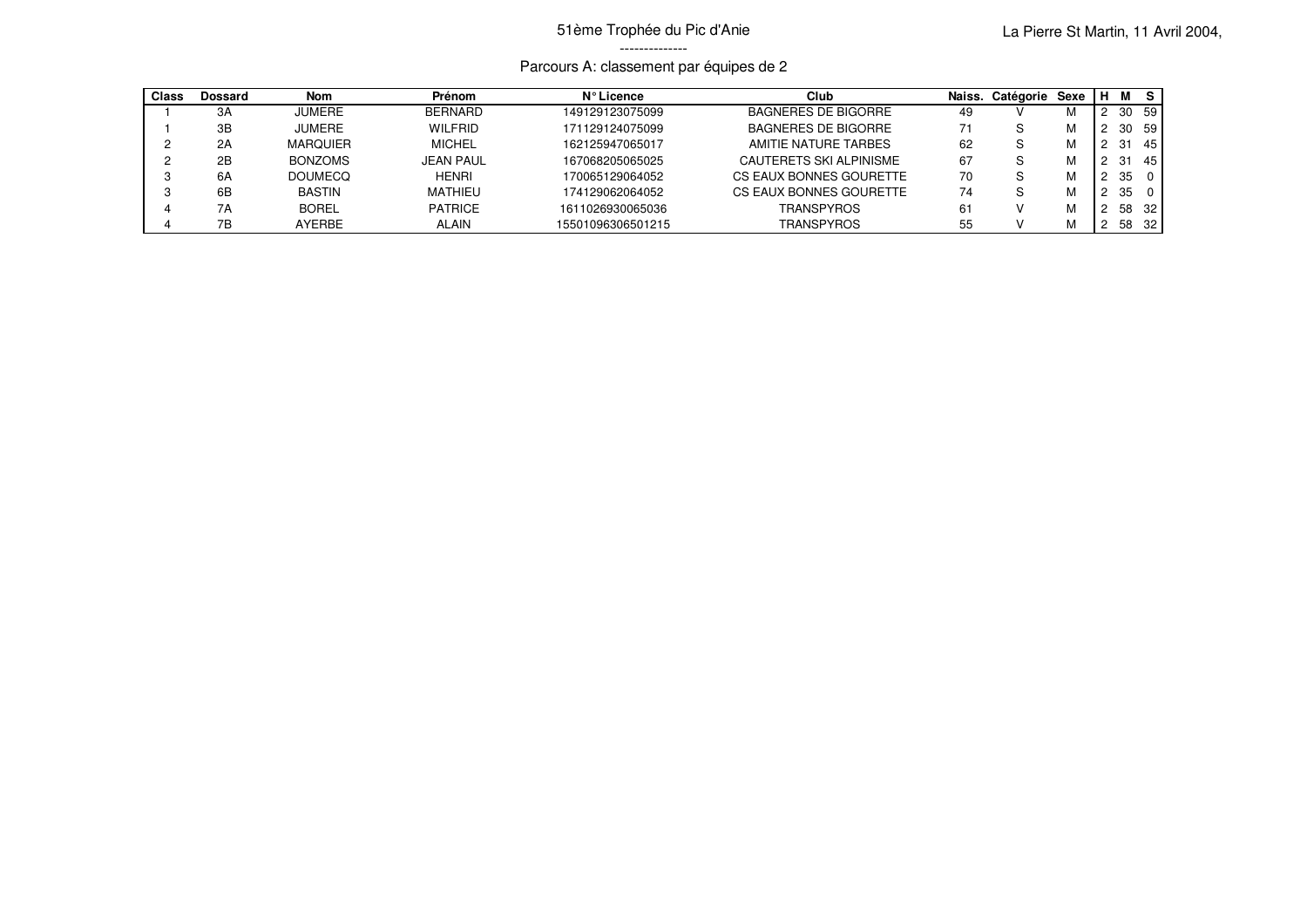51ème Trophée du Pic d'Anie

La Pierre St Martin, 11 Avril 2004,

--------------

Parcours A: classement par équipes de 2

| Class | Dossard | Nom | Prénom | N° Licence | Club | Naiss. | Catégorie | Sexe | H | M | S |
|---|---|---|---|---|---|---|---|---|---|---|---|
| 1 | 3A | JUMERE | BERNARD | 149129123075099 | BAGNERES DE BIGORRE | 49 | V | M | 2 | 30 | 59 |
| 1 | 3B | JUMERE | WILFRID | 171129124075099 | BAGNERES DE BIGORRE | 71 | S | M | 2 | 30 | 59 |
| 2 | 2A | MARQUIER | MICHEL | 162125947065017 | AMITIE NATURE TARBES | 62 | S | M | 2 | 31 | 45 |
| 2 | 2B | BONZOMS | JEAN PAUL | 167068205065025 | CAUTERETS SKI ALPINISME | 67 | S | M | 2 | 31 | 45 |
| 3 | 6A | DOUMECQ | HENRI | 170065129064052 | CS EAUX BONNES GOURETTE | 70 | S | M | 2 | 35 | 0 |
| 3 | 6B | BASTIN | MATHIEU | 174129062064052 | CS EAUX BONNES GOURETTE | 74 | S | M | 2 | 35 | 0 |
| 4 | 7A | BOREL | PATRICE | 1611026930065036 | TRANSPYROS | 61 | V | M | 2 | 58 | 32 |
| 4 | 7B | AYERBE | ALAIN | 15501096306501215 | TRANSPYROS | 55 | V | M | 2 | 58 | 32 |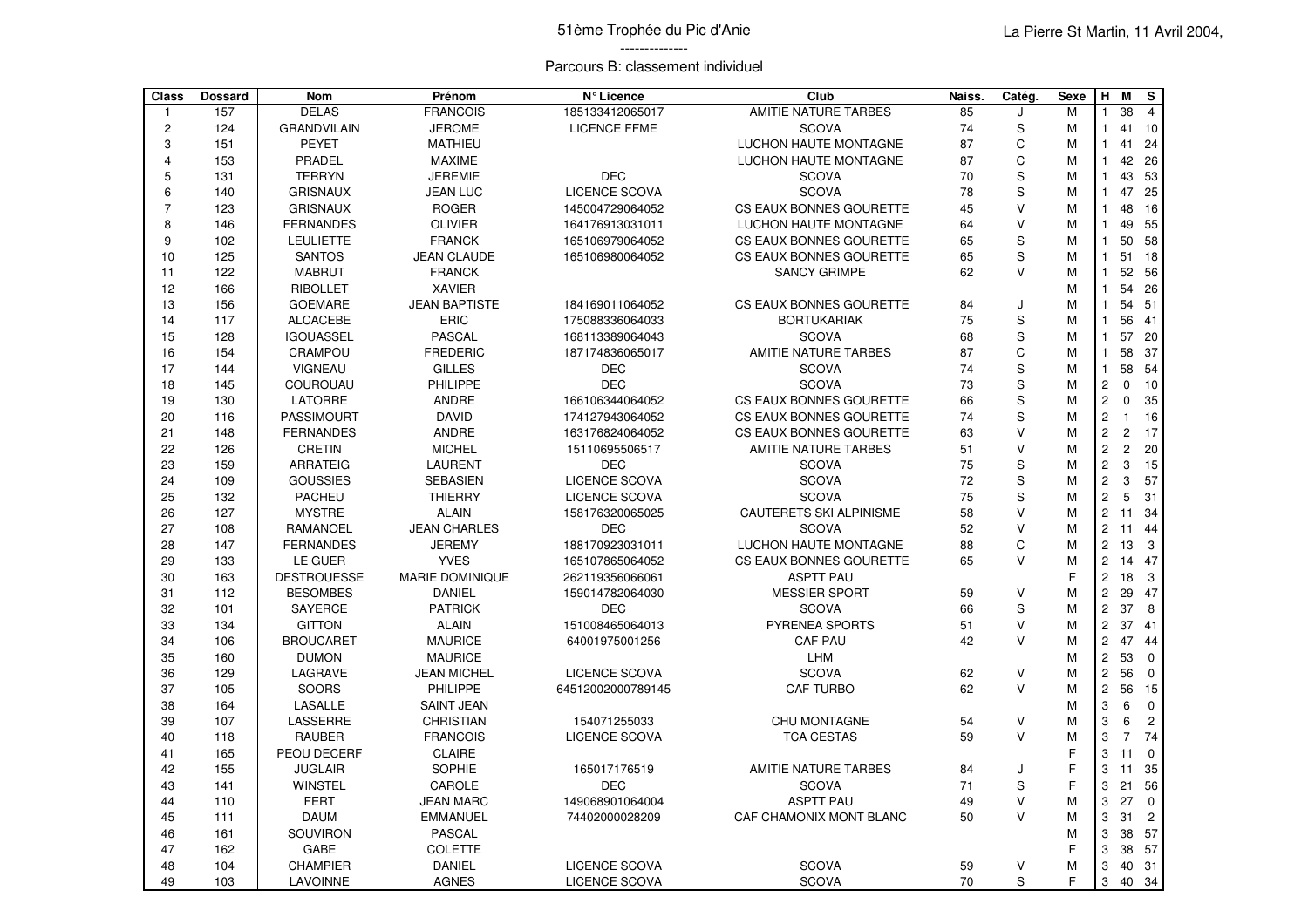51ème Trophée du Pic d'Anie

La Pierre St Martin, 11 Avril 2004,

--------------

Parcours B: classement individuel

| Class | Dossard | Nom | Prénom | N° Licence | Club | Naiss. | Catég. | Sexe | H | M | S |
|---|---|---|---|---|---|---|---|---|---|---|---|
| 1 | 157 | DELAS | FRANCOIS | 185133412065017 | AMITIE NATURE TARBES | 85 | J | M | 1 | 38 | 4 |
| 2 | 124 | GRANDVILAIN | JEROME | LICENCE FFME | SCOVA | 74 | S | M | 1 | 41 | 10 |
| 3 | 151 | PEYET | MATHIEU | | LUCHON HAUTE MONTAGNE | 87 | C | M | 1 | 41 | 24 |
| 4 | 153 | PRADEL | MAXIME | | LUCHON HAUTE MONTAGNE | 87 | C | M | 1 | 42 | 26 |
| 5 | 131 | TERRYN | JEREMIE | DEC | SCOVA | 70 | S | M | 1 | 43 | 53 |
| 6 | 140 | GRISNAUX | JEAN LUC | LICENCE SCOVA | SCOVA | 78 | S | M | 1 | 47 | 25 |
| 7 | 123 | GRISNAUX | ROGER | 145004729064052 | CS EAUX BONNES GOURETTE | 45 | V | M | 1 | 48 | 16 |
| 8 | 146 | FERNANDES | OLIVIER | 164176913031011 | LUCHON HAUTE MONTAGNE | 64 | V | M | 1 | 49 | 55 |
| 9 | 102 | LEULIETTE | FRANCK | 165106979064052 | CS EAUX BONNES GOURETTE | 65 | S | M | 1 | 50 | 58 |
| 10 | 125 | SANTOS | JEAN CLAUDE | 165106980064052 | CS EAUX BONNES GOURETTE | 65 | S | M | 1 | 51 | 18 |
| 11 | 122 | MABRUT | FRANCK | | SANCY GRIMPE | 62 | V | M | 1 | 52 | 56 |
| 12 | 166 | RIBOLLET | XAVIER | | | | | M | 1 | 54 | 26 |
| 13 | 156 | GOEMARE | JEAN BAPTISTE | 184169011064052 | CS EAUX BONNES GOURETTE | 84 | J | M | 1 | 54 | 51 |
| 14 | 117 | ALCACEBE | ERIC | 175088336064033 | BORTUKARIAK | 75 | S | M | 1 | 56 | 41 |
| 15 | 128 | IGOUASSEL | PASCAL | 168113389064043 | SCOVA | 68 | S | M | 1 | 57 | 20 |
| 16 | 154 | CRAMPOU | FREDERIC | 187174836065017 | AMITIE NATURE TARBES | 87 | C | M | 1 | 58 | 37 |
| 17 | 144 | VIGNEAU | GILLES | DEC | SCOVA | 74 | S | M | 1 | 58 | 54 |
| 18 | 145 | COUROUAU | PHILIPPE | DEC | SCOVA | 73 | S | M | 2 | 0 | 10 |
| 19 | 130 | LATORRE | ANDRE | 166106344064052 | CS EAUX BONNES GOURETTE | 66 | S | M | 2 | 0 | 35 |
| 20 | 116 | PASSIMOURT | DAVID | 174127943064052 | CS EAUX BONNES GOURETTE | 74 | S | M | 2 | 1 | 16 |
| 21 | 148 | FERNANDES | ANDRE | 163176824064052 | CS EAUX BONNES GOURETTE | 63 | V | M | 2 | 2 | 17 |
| 22 | 126 | CRETIN | MICHEL | 15110695506517 | AMITIE NATURE TARBES | 51 | V | M | 2 | 2 | 20 |
| 23 | 159 | ARRATEIG | LAURENT | DEC | SCOVA | 75 | S | M | 2 | 3 | 15 |
| 24 | 109 | GOUSSIES | SEBASIEN | LICENCE SCOVA | SCOVA | 72 | S | M | 2 | 3 | 57 |
| 25 | 132 | PACHEU | THIERRY | LICENCE SCOVA | SCOVA | 75 | S | M | 2 | 5 | 31 |
| 26 | 127 | MYSTRE | ALAIN | 158176320065025 | CAUTERETS SKI ALPINISME | 58 | V | M | 2 | 11 | 34 |
| 27 | 108 | RAMANOEL | JEAN CHARLES | DEC | SCOVA | 52 | V | M | 2 | 11 | 44 |
| 28 | 147 | FERNANDES | JEREMY | 188170923031011 | LUCHON HAUTE MONTAGNE | 88 | C | M | 2 | 13 | 3 |
| 29 | 133 | LE GUER | YVES | 165107865064052 | CS EAUX BONNES GOURETTE | 65 | V | M | 2 | 14 | 47 |
| 30 | 163 | DESTROUESSE | MARIE DOMINIQUE | 262119356066061 | ASPTT PAU | | | F | 2 | 18 | 3 |
| 31 | 112 | BESOMBES | DANIEL | 159014782064030 | MESSIER SPORT | 59 | V | M | 2 | 29 | 47 |
| 32 | 101 | SAYERCE | PATRICK | DEC | SCOVA | 66 | S | M | 2 | 37 | 8 |
| 33 | 134 | GITTON | ALAIN | 151008465064013 | PYRENEA SPORTS | 51 | V | M | 2 | 37 | 41 |
| 34 | 106 | BROUCARET | MAURICE | 64001975001256 | CAF PAU | 42 | V | M | 2 | 47 | 44 |
| 35 | 160 | DUMON | MAURICE | | LHM | | | M | 2 | 53 | 0 |
| 36 | 129 | LAGRAVE | JEAN MICHEL | LICENCE SCOVA | SCOVA | 62 | V | M | 2 | 56 | 0 |
| 37 | 105 | SOORS | PHILIPPE | 64512002000789145 | CAF TURBO | 62 | V | M | 2 | 56 | 15 |
| 38 | 164 | LASALLE | SAINT JEAN | | | | | M | 3 | 6 | 0 |
| 39 | 107 | LASSERRE | CHRISTIAN | 154071255033 | CHU MONTAGNE | 54 | V | M | 3 | 6 | 2 |
| 40 | 118 | RAUBER | FRANCOIS | LICENCE SCOVA | TCA CESTAS | 59 | V | M | 3 | 7 | 74 |
| 41 | 165 | PEOU DECERF | CLAIRE | | | | | F | 3 | 11 | 0 |
| 42 | 155 | JUGLAIR | SOPHIE | 165017176519 | AMITIE NATURE TARBES | 84 | J | F | 3 | 11 | 35 |
| 43 | 141 | WINSTEL | CAROLE | DEC | SCOVA | 71 | S | F | 3 | 21 | 56 |
| 44 | 110 | FERT | JEAN MARC | 149068901064004 | ASPTT PAU | 49 | V | M | 3 | 27 | 0 |
| 45 | 111 | DAUM | EMMANUEL | 74402000028209 | CAF CHAMONIX MONT BLANC | 50 | V | M | 3 | 31 | 2 |
| 46 | 161 | SOUVIRON | PASCAL | | | | | M | 3 | 38 | 57 |
| 47 | 162 | GABE | COLETTE | | | | | F | 3 | 38 | 57 |
| 48 | 104 | CHAMPIER | DANIEL | LICENCE SCOVA | SCOVA | 59 | V | M | 3 | 40 | 31 |
| 49 | 103 | LAVOINNE | AGNES | LICENCE SCOVA | SCOVA | 70 | S | F | 3 | 40 | 34 |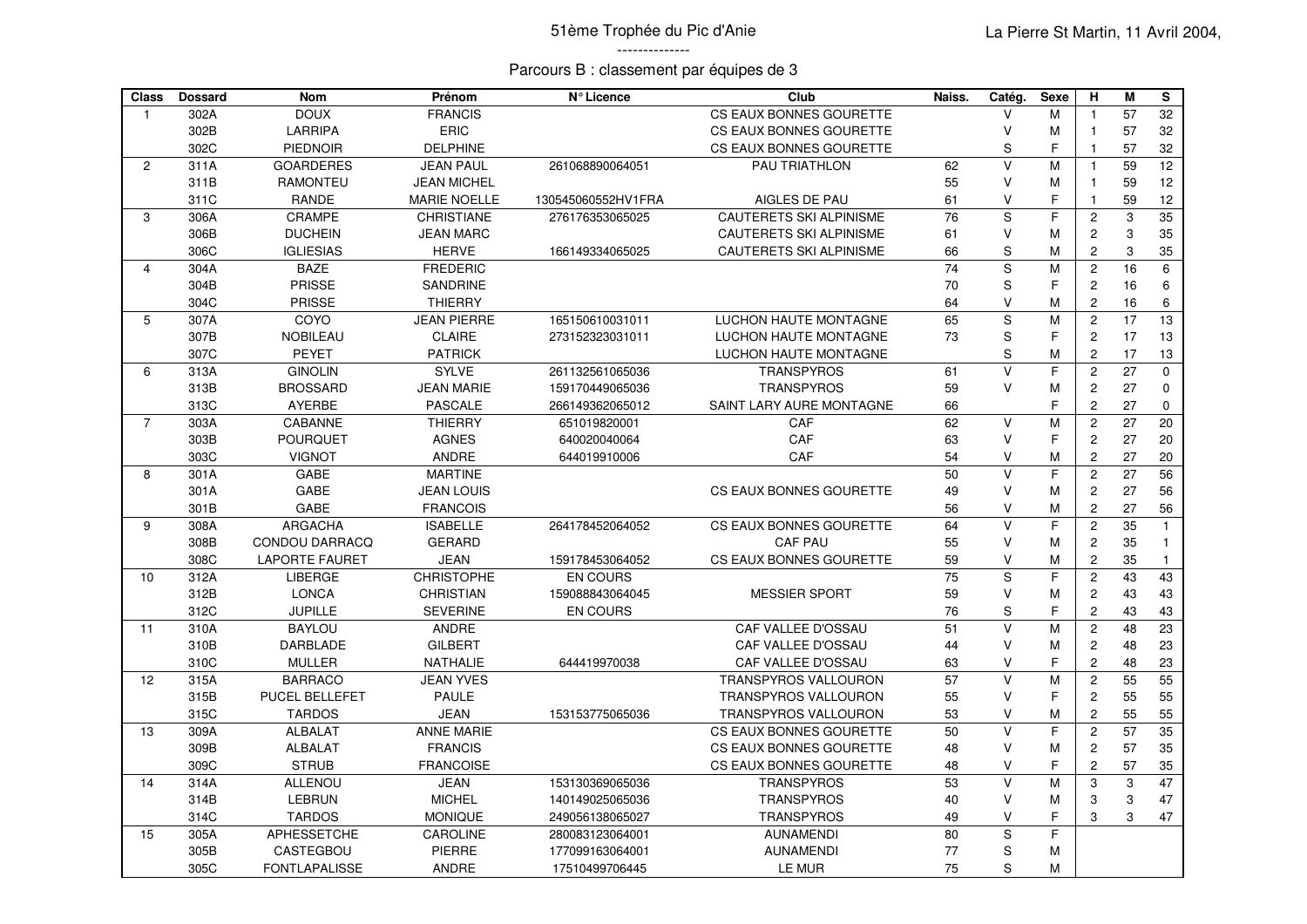51ème Trophée du Pic d'Anie

La Pierre St Martin, 11 Avril 2004,

--------------

Parcours B : classement par équipes de 3

| Class | Dossard | Nom | Prénom | N° Licence | Club | Naiss. | Catég. | Sexe | H | M | S |
|---|---|---|---|---|---|---|---|---|---|---|---|
| 1 | 302A | DOUX | FRANCIS | | CS EAUX BONNES GOURETTE | | V | M | 1 | 57 | 32 |
| | 302B | LARRIPA | ERIC | | CS EAUX BONNES GOURETTE | | V | M | 1 | 57 | 32 |
| | 302C | PIEDNOIR | DELPHINE | | CS EAUX BONNES GOURETTE | | S | F | 1 | 57 | 32 |
| 2 | 311A | GOARDERES | JEAN PAUL | 261068890064051 | PAU TRIATHLON | 62 | V | M | 1 | 59 | 12 |
| | 311B | RAMONTEU | JEAN MICHEL | | | 55 | V | M | 1 | 59 | 12 |
| | 311C | RANDE | MARIE NOELLE | 130545060552HV1FRA | AIGLES DE PAU | 61 | V | F | 1 | 59 | 12 |
| 3 | 306A | CRAMPE | CHRISTIANE | 276176353065025 | CAUTERETS SKI ALPINISME | 76 | S | F | 2 | 3 | 35 |
| | 306B | DUCHEIN | JEAN MARC | | CAUTERETS SKI ALPINISME | 61 | V | M | 2 | 3 | 35 |
| | 306C | IGLIESIAS | HERVE | 166149334065025 | CAUTERETS SKI ALPINISME | 66 | S | M | 2 | 3 | 35 |
| 4 | 304A | BAZE | FREDERIC | | | 74 | S | M | 2 | 16 | 6 |
| | 304B | PRISSE | SANDRINE | | | 70 | S | F | 2 | 16 | 6 |
| | 304C | PRISSE | THIERRY | | | 64 | V | M | 2 | 16 | 6 |
| 5 | 307A | COYO | JEAN PIERRE | 165150610031011 | LUCHON HAUTE MONTAGNE | 65 | S | M | 2 | 17 | 13 |
| | 307B | NOBILEAU | CLAIRE | 273152323031011 | LUCHON HAUTE MONTAGNE | 73 | S | F | 2 | 17 | 13 |
| | 307C | PEYET | PATRICK | | LUCHON HAUTE MONTAGNE | | S | M | 2 | 17 | 13 |
| 6 | 313A | GINOLIN | SYLVE | 261132561065036 | TRANSPYROS | 61 | V | F | 2 | 27 | 0 |
| | 313B | BROSSARD | JEAN MARIE | 159170449065036 | TRANSPYROS | 59 | V | M | 2 | 27 | 0 |
| | 313C | AYERBE | PASCALE | 266149362065012 | SAINT LARY AURE MONTAGNE | 66 | | F | 2 | 27 | 0 |
| 7 | 303A | CABANNE | THIERRY | 651019820001 | CAF | 62 | V | M | 2 | 27 | 20 |
| | 303B | POURQUET | AGNES | 640020040064 | CAF | 63 | V | F | 2 | 27 | 20 |
| | 303C | VIGNOT | ANDRE | 644019910006 | CAF | 54 | V | M | 2 | 27 | 20 |
| 8 | 301A | GABE | MARTINE | | | 50 | V | F | 2 | 27 | 56 |
| | 301A | GABE | JEAN LOUIS | | CS EAUX BONNES GOURETTE | 49 | V | M | 2 | 27 | 56 |
| | 301B | GABE | FRANCOIS | | | 56 | V | M | 2 | 27 | 56 |
| 9 | 308A | ARGACHA | ISABELLE | 264178452064052 | CS EAUX BONNES GOURETTE | 64 | V | F | 2 | 35 | 1 |
| | 308B | CONDOU DARRACQ | GERARD | | CAF PAU | 55 | V | M | 2 | 35 | 1 |
| | 308C | LAPORTE FAURET | JEAN | 159178453064052 | CS EAUX BONNES GOURETTE | 59 | V | M | 2 | 35 | 1 |
| 10 | 312A | LIBERGE | CHRISTOPHE | EN COURS | | 75 | S | F | 2 | 43 | 43 |
| | 312B | LONCA | CHRISTIAN | 159088843064045 | MESSIER SPORT | 59 | V | M | 2 | 43 | 43 |
| | 312C | JUPILLE | SEVERINE | EN COURS | | 76 | S | F | 2 | 43 | 43 |
| 11 | 310A | BAYLOU | ANDRE | | CAF VALLEE D'OSSAU | 51 | V | M | 2 | 48 | 23 |
| | 310B | DARBLADE | GILBERT | | CAF VALLEE D'OSSAU | 44 | V | M | 2 | 48 | 23 |
| | 310C | MULLER | NATHALIE | 644419970038 | CAF VALLEE D'OSSAU | 63 | V | F | 2 | 48 | 23 |
| 12 | 315A | BARRACO | JEAN YVES | | TRANSPYROS VALLOURON | 57 | V | M | 2 | 55 | 55 |
| | 315B | PUCEL BELLEFET | PAULE | | TRANSPYROS VALLOURON | 55 | V | F | 2 | 55 | 55 |
| | 315C | TARDOS | JEAN | 153153775065036 | TRANSPYROS VALLOURON | 53 | V | M | 2 | 55 | 55 |
| 13 | 309A | ALBALAT | ANNE MARIE | | CS EAUX BONNES GOURETTE | 50 | V | F | 2 | 57 | 35 |
| | 309B | ALBALAT | FRANCIS | | CS EAUX BONNES GOURETTE | 48 | V | M | 2 | 57 | 35 |
| | 309C | STRUB | FRANCOISE | | CS EAUX BONNES GOURETTE | 48 | V | F | 2 | 57 | 35 |
| 14 | 314A | ALLENOU | JEAN | 153130369065036 | TRANSPYROS | 53 | V | M | 3 | 3 | 47 |
| | 314B | LEBRUN | MICHEL | 140149025065036 | TRANSPYROS | 40 | V | M | 3 | 3 | 47 |
| | 314C | TARDOS | MONIQUE | 249056138065027 | TRANSPYROS | 49 | V | F | 3 | 3 | 47 |
| 15 | 305A | APHESSETCHE | CAROLINE | 280083123064001 | AUNAMENDI | 80 | S | F | | | |
| | 305B | CASTEGBOU | PIERRE | 177099163064001 | AUNAMENDI | 77 | S | M | | | |
| | 305C | FONTLAPALISSE | ANDRE | 17510499706445 | LE MUR | 75 | S | M | | | |